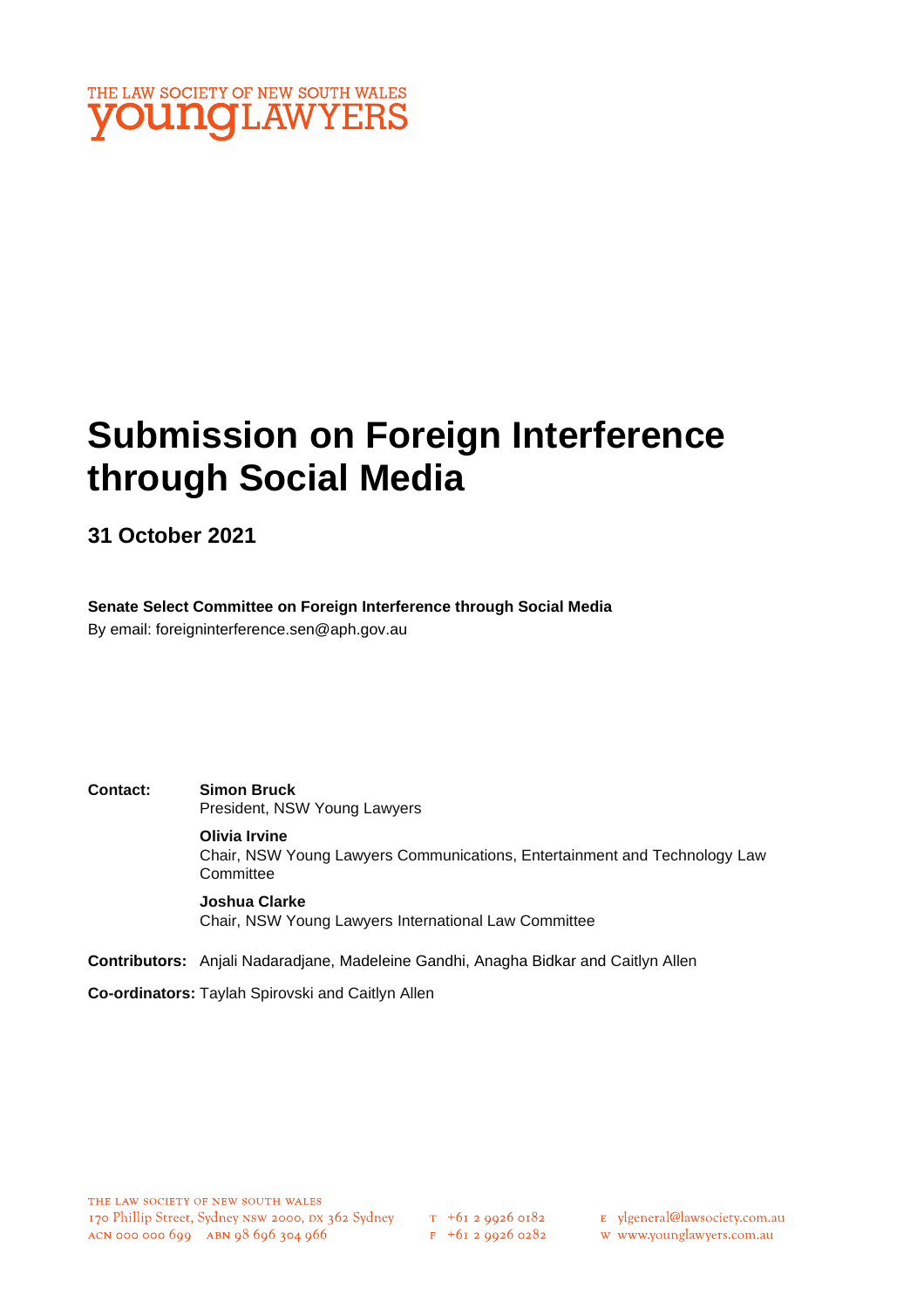THE LAW SOCIETY OF NEW SOUTH WALES
**young**LAWYERS

# Submission on Foreign Interference through Social Media

## 31 October 2021

**Senate Select Committee on Foreign Interference through Social Media**
By email: foreigninterference.sen@aph.gov.au

**Contact:** **Simon Bruck**
President, NSW Young Lawyers

**Olivia Irvine**
Chair, NSW Young Lawyers Communications, Entertainment and Technology Law Committee

**Joshua Clarke**
Chair, NSW Young Lawyers International Law Committee

**Contributors:** Anjali Nadaradjane, Madeleine Gandhi, Anagha Bidkar and Caitlyn Allen

**Co-ordinators:** Taylah Spirovski and Caitlyn Allen

THE LAW SOCIETY OF NEW SOUTH WALES
170 Phillip Street, Sydney NSW 2000, DX 362 Sydney
ACN 000 000 699 ABN 98 696 304 966

T +61 2 9926 0182
F +61 2 9926 0282

E ylgeneral@lawsociety.com.au
W www.younglawyers.com.au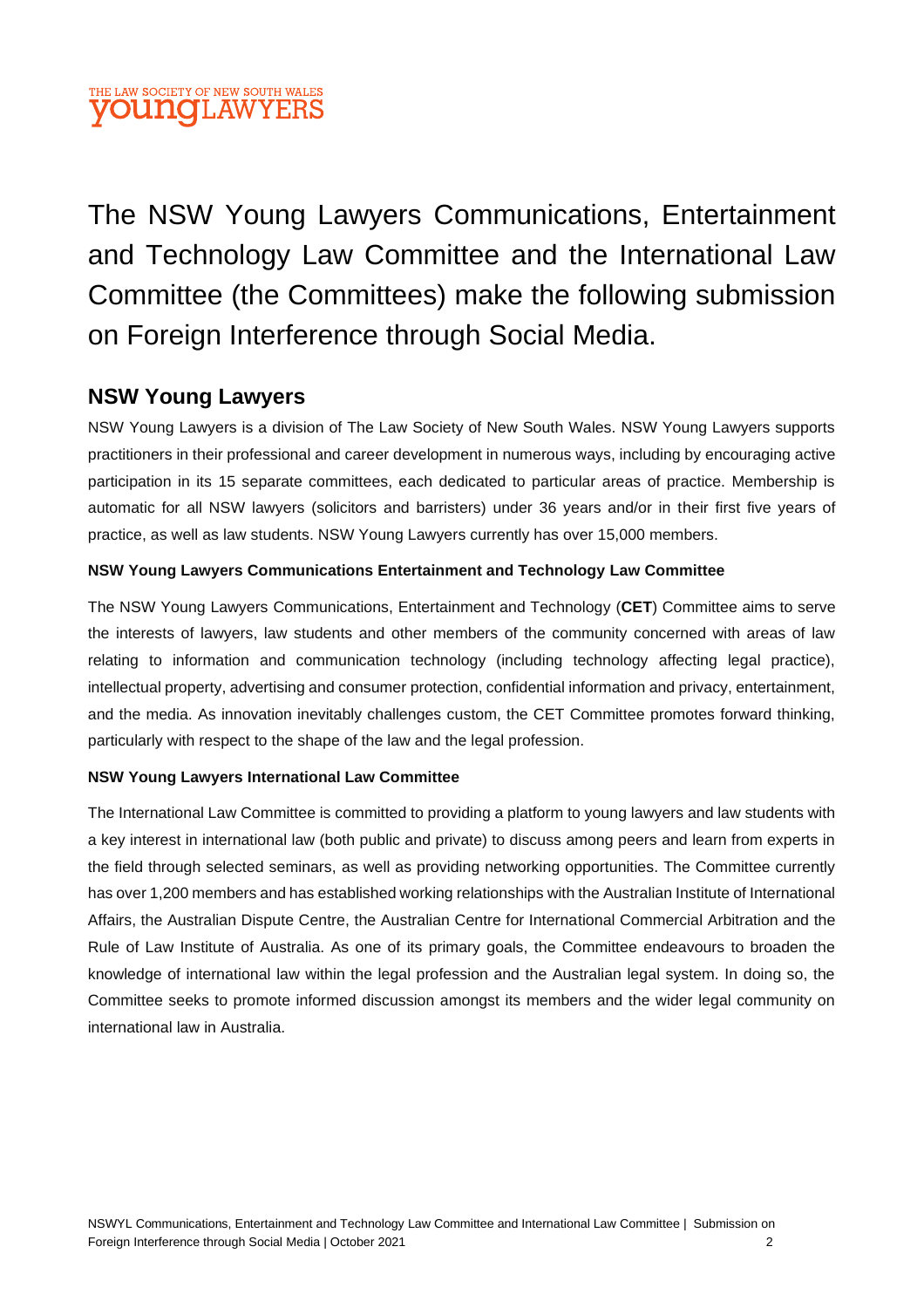The NSW Young Lawyers Communications, Entertainment and Technology Law Committee and the International Law Committee (the Committees) make the following submission on Foreign Interference through Social Media.

## NSW Young Lawyers

NSW Young Lawyers is a division of The Law Society of New South Wales. NSW Young Lawyers supports practitioners in their professional and career development in numerous ways, including by encouraging active participation in its 15 separate committees, each dedicated to particular areas of practice. Membership is automatic for all NSW lawyers (solicitors and barristers) under 36 years and/or in their first five years of practice, as well as law students. NSW Young Lawyers currently has over 15,000 members.

**NSW Young Lawyers Communications Entertainment and Technology Law Committee**

The NSW Young Lawyers Communications, Entertainment and Technology (**CET**) Committee aims to serve the interests of lawyers, law students and other members of the community concerned with areas of law relating to information and communication technology (including technology affecting legal practice), intellectual property, advertising and consumer protection, confidential information and privacy, entertainment, and the media. As innovation inevitably challenges custom, the CET Committee promotes forward thinking, particularly with respect to the shape of the law and the legal profession.

**NSW Young Lawyers International Law Committee**

The International Law Committee is committed to providing a platform to young lawyers and law students with a key interest in international law (both public and private) to discuss among peers and learn from experts in the field through selected seminars, as well as providing networking opportunities. The Committee currently has over 1,200 members and has established working relationships with the Australian Institute of International Affairs, the Australian Dispute Centre, the Australian Centre for International Commercial Arbitration and the Rule of Law Institute of Australia. As one of its primary goals, the Committee endeavours to broaden the knowledge of international law within the legal profession and the Australian legal system. In doing so, the Committee seeks to promote informed discussion amongst its members and the wider legal community on international law in Australia.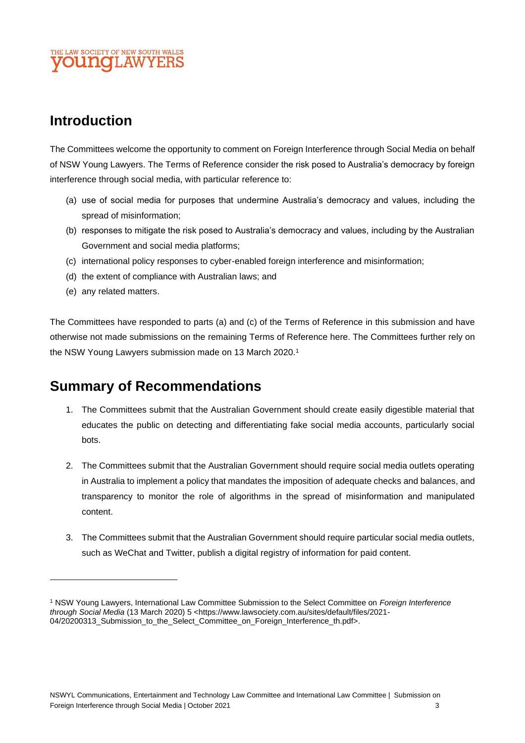## Introduction

The Committees welcome the opportunity to comment on Foreign Interference through Social Media on behalf of NSW Young Lawyers. The Terms of Reference consider the risk posed to Australia's democracy by foreign interference through social media, with particular reference to:

(a) use of social media for purposes that undermine Australia's democracy and values, including the spread of misinformation;

(b) responses to mitigate the risk posed to Australia's democracy and values, including by the Australian Government and social media platforms;

(c) international policy responses to cyber-enabled foreign interference and misinformation;

(d) the extent of compliance with Australian laws; and

(e) any related matters.

The Committees have responded to parts (a) and (c) of the Terms of Reference in this submission and have otherwise not made submissions on the remaining Terms of Reference here. The Committees further rely on the NSW Young Lawyers submission made on 13 March 2020.[1]

## Summary of Recommendations

1. The Committees submit that the Australian Government should create easily digestible material that educates the public on detecting and differentiating fake social media accounts, particularly social bots.

2. The Committees submit that the Australian Government should require social media outlets operating in Australia to implement a policy that mandates the imposition of adequate checks and balances, and transparency to monitor the role of algorithms in the spread of misinformation and manipulated content.

3. The Committees submit that the Australian Government should require particular social media outlets, such as WeChat and Twitter, publish a digital registry of information for paid content.

---

[1] NSW Young Lawyers, International Law Committee Submission to the Select Committee on *Foreign Interference through Social Media* (13 March 2020) 5 <https://www.lawsociety.com.au/sites/default/files/2021-04/20200313_Submission_to_the_Select_Committee_on_Foreign_Interference_th.pdf>.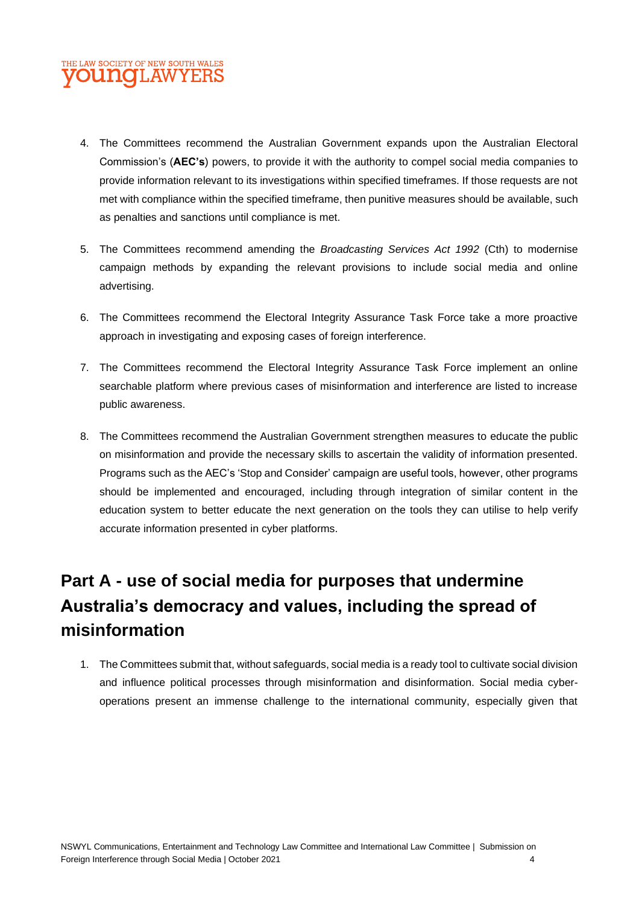4. The Committees recommend the Australian Government expands upon the Australian Electoral Commission's (**AEC's**) powers, to provide it with the authority to compel social media companies to provide information relevant to its investigations within specified timeframes. If those requests are not met with compliance within the specified timeframe, then punitive measures should be available, such as penalties and sanctions until compliance is met.

5. The Committees recommend amending the *Broadcasting Services Act 1992* (Cth) to modernise campaign methods by expanding the relevant provisions to include social media and online advertising.

6. The Committees recommend the Electoral Integrity Assurance Task Force take a more proactive approach in investigating and exposing cases of foreign interference.

7. The Committees recommend the Electoral Integrity Assurance Task Force implement an online searchable platform where previous cases of misinformation and interference are listed to increase public awareness.

8. The Committees recommend the Australian Government strengthen measures to educate the public on misinformation and provide the necessary skills to ascertain the validity of information presented. Programs such as the AEC's 'Stop and Consider' campaign are useful tools, however, other programs should be implemented and encouraged, including through integration of similar content in the education system to better educate the next generation on the tools they can utilise to help verify accurate information presented in cyber platforms.

## Part A - use of social media for purposes that undermine Australia's democracy and values, including the spread of misinformation

1. The Committees submit that, without safeguards, social media is a ready tool to cultivate social division and influence political processes through misinformation and disinformation. Social media cyber-operations present an immense challenge to the international community, especially given that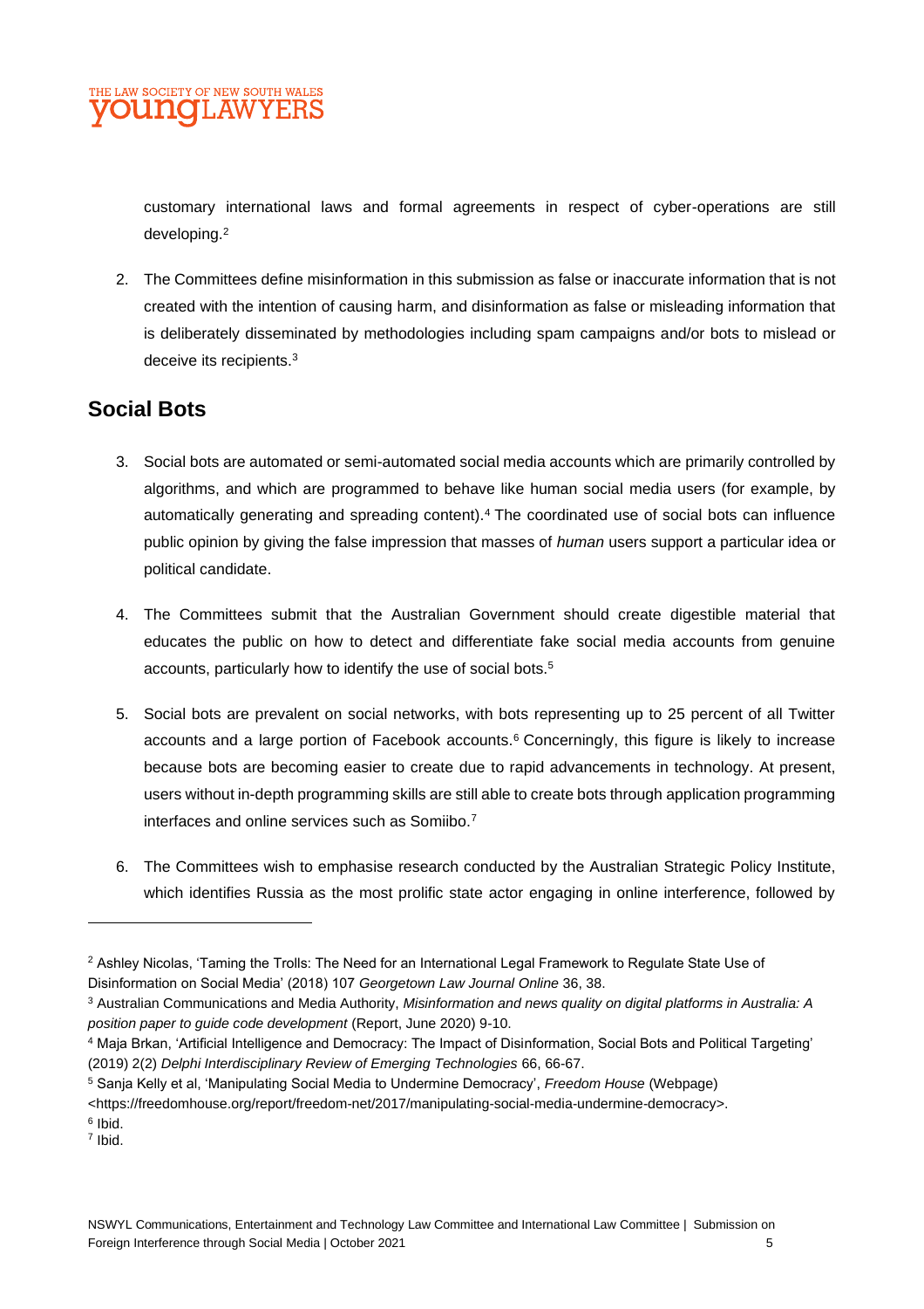customary international laws and formal agreements in respect of cyber-operations are still developing.[2]

2. The Committees define misinformation in this submission as false or inaccurate information that is not created with the intention of causing harm, and disinformation as false or misleading information that is deliberately disseminated by methodologies including spam campaigns and/or bots to mislead or deceive its recipients.[3]

## Social Bots

3. Social bots are automated or semi-automated social media accounts which are primarily controlled by algorithms, and which are programmed to behave like human social media users (for example, by automatically generating and spreading content).[4] The coordinated use of social bots can influence public opinion by giving the false impression that masses of *human* users support a particular idea or political candidate.

4. The Committees submit that the Australian Government should create digestible material that educates the public on how to detect and differentiate fake social media accounts from genuine accounts, particularly how to identify the use of social bots.[5]

5. Social bots are prevalent on social networks, with bots representing up to 25 percent of all Twitter accounts and a large portion of Facebook accounts.[6] Concerningly, this figure is likely to increase because bots are becoming easier to create due to rapid advancements in technology. At present, users without in-depth programming skills are still able to create bots through application programming interfaces and online services such as Somiibo.[7]

6. The Committees wish to emphasise research conducted by the Australian Strategic Policy Institute, which identifies Russia as the most prolific state actor engaging in online interference, followed by

---

[2] Ashley Nicolas, 'Taming the Trolls: The Need for an International Legal Framework to Regulate State Use of Disinformation on Social Media' (2018) 107 *Georgetown Law Journal Online* 36, 38.

[3] Australian Communications and Media Authority, *Misinformation and news quality on digital platforms in Australia: A position paper to guide code development* (Report, June 2020) 9-10.

[4] Maja Brkan, 'Artificial Intelligence and Democracy: The Impact of Disinformation, Social Bots and Political Targeting' (2019) 2(2) *Delphi Interdisciplinary Review of Emerging Technologies* 66, 66-67.

[5] Sanja Kelly et al, 'Manipulating Social Media to Undermine Democracy', *Freedom House* (Webpage) <https://freedomhouse.org/report/freedom-net/2017/manipulating-social-media-undermine-democracy>.

[6] Ibid.

[7] Ibid.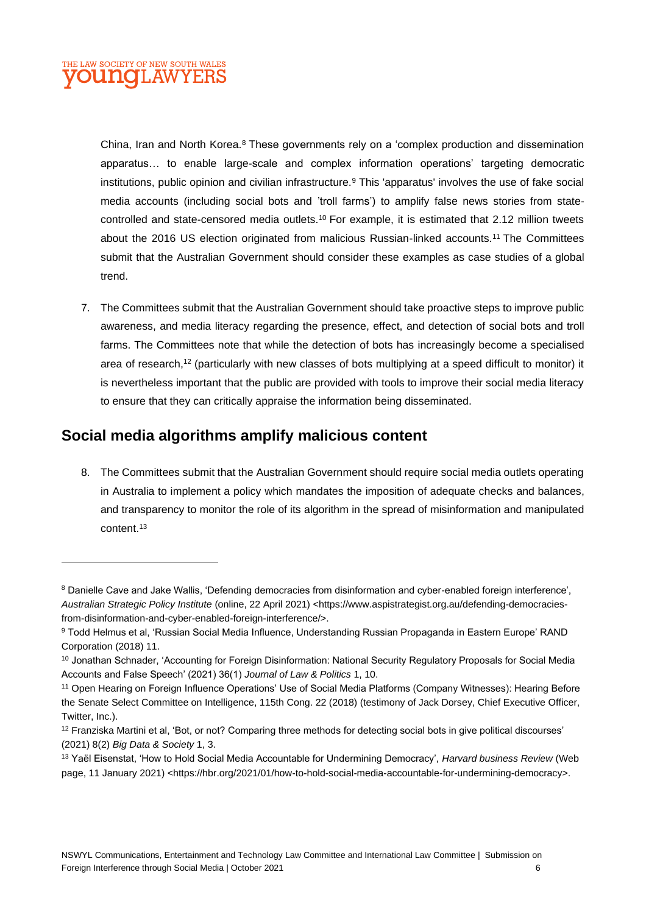China, Iran and North Korea.[8] These governments rely on a 'complex production and dissemination apparatus… to enable large-scale and complex information operations' targeting democratic institutions, public opinion and civilian infrastructure.[9] This 'apparatus' involves the use of fake social media accounts (including social bots and 'troll farms') to amplify false news stories from state-controlled and state-censored media outlets.[10] For example, it is estimated that 2.12 million tweets about the 2016 US election originated from malicious Russian-linked accounts.[11] The Committees submit that the Australian Government should consider these examples as case studies of a global trend.

7. The Committees submit that the Australian Government should take proactive steps to improve public awareness, and media literacy regarding the presence, effect, and detection of social bots and troll farms. The Committees note that while the detection of bots has increasingly become a specialised area of research,[12] (particularly with new classes of bots multiplying at a speed difficult to monitor) it is nevertheless important that the public are provided with tools to improve their social media literacy to ensure that they can critically appraise the information being disseminated.

## Social media algorithms amplify malicious content

8. The Committees submit that the Australian Government should require social media outlets operating in Australia to implement a policy which mandates the imposition of adequate checks and balances, and transparency to monitor the role of its algorithm in the spread of misinformation and manipulated content.[13]

---

[8] Danielle Cave and Jake Wallis, 'Defending democracies from disinformation and cyber-enabled foreign interference', *Australian Strategic Policy Institute* (online, 22 April 2021) <https://www.aspistrategist.org.au/defending-democracies-from-disinformation-and-cyber-enabled-foreign-interference/>.

[9] Todd Helmus et al, 'Russian Social Media Influence, Understanding Russian Propaganda in Eastern Europe' RAND Corporation (2018) 11.

[10] Jonathan Schnader, 'Accounting for Foreign Disinformation: National Security Regulatory Proposals for Social Media Accounts and False Speech' (2021) 36(1) *Journal of Law & Politics* 1, 10.

[11] Open Hearing on Foreign Influence Operations' Use of Social Media Platforms (Company Witnesses): Hearing Before the Senate Select Committee on Intelligence, 115th Cong. 22 (2018) (testimony of Jack Dorsey, Chief Executive Officer, Twitter, Inc.).

[12] Franziska Martini et al, 'Bot, or not? Comparing three methods for detecting social bots in give political discourses' (2021) 8(2) *Big Data & Society* 1, 3.

[13] Yaël Eisenstat, 'How to Hold Social Media Accountable for Undermining Democracy', *Harvard business Review* (Web page, 11 January 2021) <https://hbr.org/2021/01/how-to-hold-social-media-accountable-for-undermining-democracy>.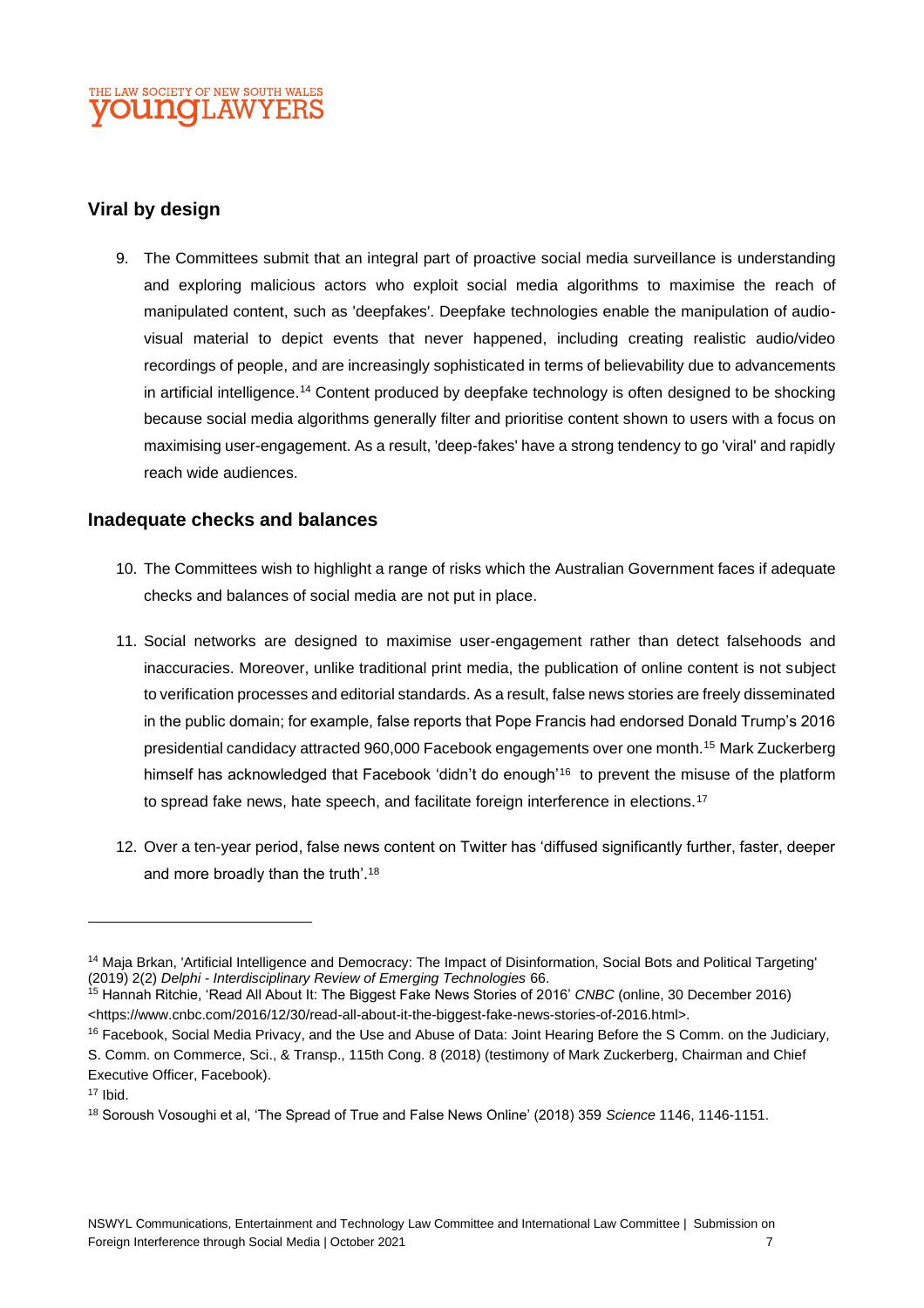## Viral by design

9. The Committees submit that an integral part of proactive social media surveillance is understanding and exploring malicious actors who exploit social media algorithms to maximise the reach of manipulated content, such as 'deepfakes'. Deepfake technologies enable the manipulation of audio-visual material to depict events that never happened, including creating realistic audio/video recordings of people, and are increasingly sophisticated in terms of believability due to advancements in artificial intelligence.[14] Content produced by deepfake technology is often designed to be shocking because social media algorithms generally filter and prioritise content shown to users with a focus on maximising user-engagement. As a result, 'deep-fakes' have a strong tendency to go 'viral' and rapidly reach wide audiences.

## Inadequate checks and balances

10. The Committees wish to highlight a range of risks which the Australian Government faces if adequate checks and balances of social media are not put in place.

11. Social networks are designed to maximise user-engagement rather than detect falsehoods and inaccuracies. Moreover, unlike traditional print media, the publication of online content is not subject to verification processes and editorial standards. As a result, false news stories are freely disseminated in the public domain; for example, false reports that Pope Francis had endorsed Donald Trump's 2016 presidential candidacy attracted 960,000 Facebook engagements over one month.[15] Mark Zuckerberg himself has acknowledged that Facebook 'didn't do enough'[16] to prevent the misuse of the platform to spread fake news, hate speech, and facilitate foreign interference in elections.[17]

12. Over a ten-year period, false news content on Twitter has 'diffused significantly further, faster, deeper and more broadly than the truth'.[18]

---

[14] Maja Brkan, 'Artificial Intelligence and Democracy: The Impact of Disinformation, Social Bots and Political Targeting' (2019) 2(2) *Delphi - Interdisciplinary Review of Emerging Technologies* 66.

[15] Hannah Ritchie, 'Read All About It: The Biggest Fake News Stories of 2016' *CNBC* (online, 30 December 2016) <https://www.cnbc.com/2016/12/30/read-all-about-it-the-biggest-fake-news-stories-of-2016.html>.

[16] Facebook, Social Media Privacy, and the Use and Abuse of Data: Joint Hearing Before the S Comm. on the Judiciary, S. Comm. on Commerce, Sci., & Transp., 115th Cong. 8 (2018) (testimony of Mark Zuckerberg, Chairman and Chief Executive Officer, Facebook).

[17] Ibid.

[18] Soroush Vosoughi et al, 'The Spread of True and False News Online' (2018) 359 *Science* 1146, 1146-1151.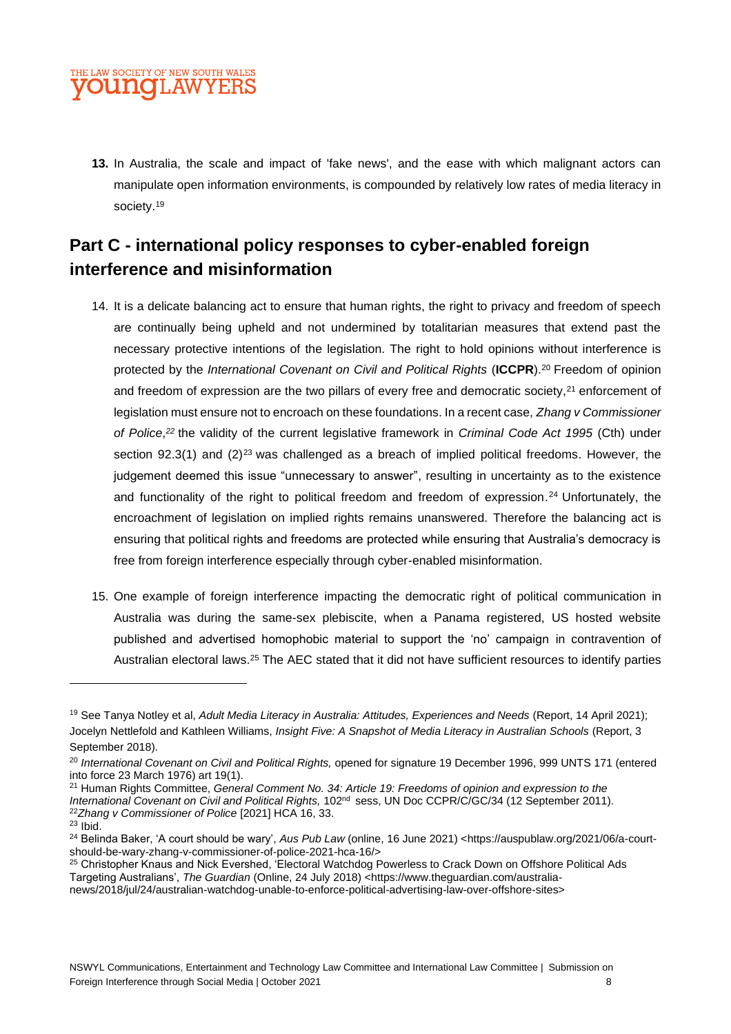**13.** In Australia, the scale and impact of 'fake news', and the ease with which malignant actors can manipulate open information environments, is compounded by relatively low rates of media literacy in society.[19]

## Part C - international policy responses to cyber-enabled foreign interference and misinformation

14. It is a delicate balancing act to ensure that human rights, the right to privacy and freedom of speech are continually being upheld and not undermined by totalitarian measures that extend past the necessary protective intentions of the legislation. The right to hold opinions without interference is protected by the *International Covenant on Civil and Political Rights* (**ICCPR**).[20] Freedom of opinion and freedom of expression are the two pillars of every free and democratic society,[21] enforcement of legislation must ensure not to encroach on these foundations. In a recent case, *Zhang v Commissioner of Police*,[22] the validity of the current legislative framework in *Criminal Code Act 1995* (Cth) under section 92.3(1) and (2)[23] was challenged as a breach of implied political freedoms. However, the judgement deemed this issue "unnecessary to answer", resulting in uncertainty as to the existence and functionality of the right to political freedom and freedom of expression.[24] Unfortunately, the encroachment of legislation on implied rights remains unanswered. Therefore the balancing act is ensuring that political rights and freedoms are protected while ensuring that Australia's democracy is free from foreign interference especially through cyber-enabled misinformation.

15. One example of foreign interference impacting the democratic right of political communication in Australia was during the same-sex plebiscite, when a Panama registered, US hosted website published and advertised homophobic material to support the 'no' campaign in contravention of Australian electoral laws.[25] The AEC stated that it did not have sufficient resources to identify parties

---

[19] See Tanya Notley et al, *Adult Media Literacy in Australia: Attitudes, Experiences and Needs* (Report, 14 April 2021); Jocelyn Nettlefold and Kathleen Williams, *Insight Five: A Snapshot of Media Literacy in Australian Schools* (Report, 3 September 2018).

[20] *International Covenant on Civil and Political Rights,* opened for signature 19 December 1996, 999 UNTS 171 (entered into force 23 March 1976) art 19(1).

[21] Human Rights Committee, *General Comment No. 34: Article 19: Freedoms of opinion and expression to the International Covenant on Civil and Political Rights,* 102nd sess, UN Doc CCPR/C/GC/34 (12 September 2011).

[22] *Zhang v Commissioner of Police* [2021] HCA 16, 33.

[23] Ibid.

[24] Belinda Baker, 'A court should be wary', *Aus Pub Law* (online, 16 June 2021) <https://auspublaw.org/2021/06/a-court-should-be-wary-zhang-v-commissioner-of-police-2021-hca-16/>

[25] Christopher Knaus and Nick Evershed, 'Electoral Watchdog Powerless to Crack Down on Offshore Political Ads Targeting Australians', *The Guardian* (Online, 24 July 2018) <https://www.theguardian.com/australia-news/2018/jul/24/australian-watchdog-unable-to-enforce-political-advertising-law-over-offshore-sites>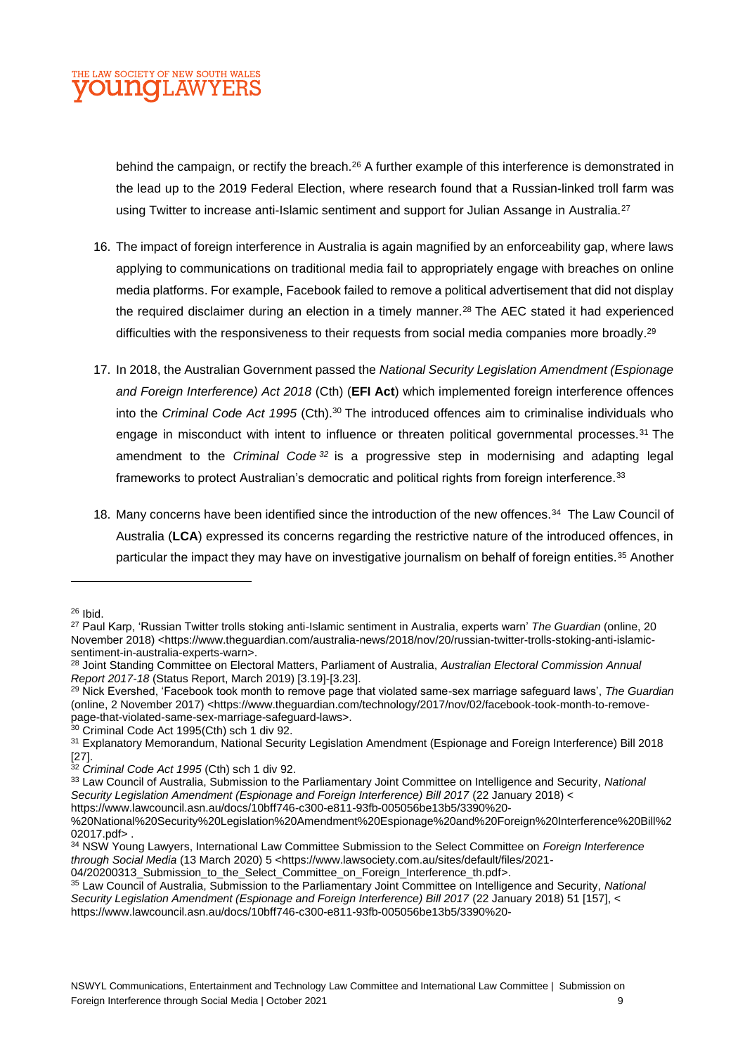behind the campaign, or rectify the breach.[26] A further example of this interference is demonstrated in the lead up to the 2019 Federal Election, where research found that a Russian-linked troll farm was using Twitter to increase anti-Islamic sentiment and support for Julian Assange in Australia.[27]

16. The impact of foreign interference in Australia is again magnified by an enforceability gap, where laws applying to communications on traditional media fail to appropriately engage with breaches on online media platforms. For example, Facebook failed to remove a political advertisement that did not display the required disclaimer during an election in a timely manner.[28] The AEC stated it had experienced difficulties with the responsiveness to their requests from social media companies more broadly.[29]

17. In 2018, the Australian Government passed the *National Security Legislation Amendment (Espionage and Foreign Interference) Act 2018* (Cth) (**EFI Act**) which implemented foreign interference offences into the *Criminal Code Act 1995* (Cth).[30] The introduced offences aim to criminalise individuals who engage in misconduct with intent to influence or threaten political governmental processes.[31] The amendment to the *Criminal Code*[32] is a progressive step in modernising and adapting legal frameworks to protect Australian's democratic and political rights from foreign interference.[33]

18. Many concerns have been identified since the introduction of the new offences.[34] The Law Council of Australia (**LCA**) expressed its concerns regarding the restrictive nature of the introduced offences, in particular the impact they may have on investigative journalism on behalf of foreign entities.[35] Another

---

[26] Ibid.

[27] Paul Karp, 'Russian Twitter trolls stoking anti-Islamic sentiment in Australia, experts warn' *The Guardian* (online, 20 November 2018) <https://www.theguardian.com/australia-news/2018/nov/20/russian-twitter-trolls-stoking-anti-islamic-sentiment-in-australia-experts-warn>.

[28] Joint Standing Committee on Electoral Matters, Parliament of Australia, *Australian Electoral Commission Annual Report 2017-18* (Status Report, March 2019) [3.19]-[3.23].

[29] Nick Evershed, 'Facebook took month to remove page that violated same-sex marriage safeguard laws', *The Guardian* (online, 2 November 2017) <https://www.theguardian.com/technology/2017/nov/02/facebook-took-month-to-remove-page-that-violated-same-sex-marriage-safeguard-laws>.

[30] Criminal Code Act 1995(Cth) sch 1 div 92.

[31] Explanatory Memorandum, National Security Legislation Amendment (Espionage and Foreign Interference) Bill 2018 [27].

[32] *Criminal Code Act 1995* (Cth) sch 1 div 92.

[33] Law Council of Australia, Submission to the Parliamentary Joint Committee on Intelligence and Security, *National Security Legislation Amendment (Espionage and Foreign Interference) Bill 2017* (22 January 2018) < https://www.lawcouncil.asn.au/docs/10bff746-c300-e811-93fb-005056be13b5/3390%20-%20National%20Security%20Legislation%20Amendment%20Espionage%20and%20Foreign%20Interference%20Bill%202017.pdf> .

[34] NSW Young Lawyers, International Law Committee Submission to the Select Committee on *Foreign Interference through Social Media* (13 March 2020) 5 <https://www.lawsociety.com.au/sites/default/files/2021-04/20200313_Submission_to_the_Select_Committee_on_Foreign_Interference_th.pdf>.

[35] Law Council of Australia, Submission to the Parliamentary Joint Committee on Intelligence and Security, *National Security Legislation Amendment (Espionage and Foreign Interference) Bill 2017* (22 January 2018) 51 [157], < https://www.lawcouncil.asn.au/docs/10bff746-c300-e811-93fb-005056be13b5/3390%20-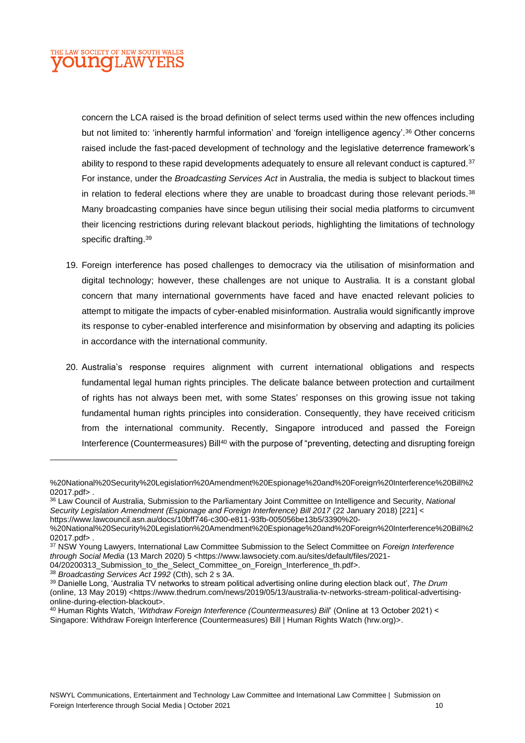concern the LCA raised is the broad definition of select terms used within the new offences including but not limited to: 'inherently harmful information' and 'foreign intelligence agency'.[36] Other concerns raised include the fast-paced development of technology and the legislative deterrence framework's ability to respond to these rapid developments adequately to ensure all relevant conduct is captured.[37] For instance, under the *Broadcasting Services Act* in Australia, the media is subject to blackout times in relation to federal elections where they are unable to broadcast during those relevant periods.[38] Many broadcasting companies have since begun utilising their social media platforms to circumvent their licencing restrictions during relevant blackout periods, highlighting the limitations of technology specific drafting.[39]

19. Foreign interference has posed challenges to democracy via the utilisation of misinformation and digital technology; however, these challenges are not unique to Australia. It is a constant global concern that many international governments have faced and have enacted relevant policies to attempt to mitigate the impacts of cyber-enabled misinformation. Australia would significantly improve its response to cyber-enabled interference and misinformation by observing and adapting its policies in accordance with the international community.

20. Australia's response requires alignment with current international obligations and respects fundamental legal human rights principles. The delicate balance between protection and curtailment of rights has not always been met, with some States' responses on this growing issue not taking fundamental human rights principles into consideration. Consequently, they have received criticism from the international community. Recently, Singapore introduced and passed the Foreign Interference (Countermeasures) Bill[40] with the purpose of "preventing, detecting and disrupting foreign

---

%20National%20Security%20Legislation%20Amendment%20Espionage%20and%20Foreign%20Interference%20Bill%202017.pdf> .

[36] Law Council of Australia, Submission to the Parliamentary Joint Committee on Intelligence and Security, *National Security Legislation Amendment (Espionage and Foreign Interference) Bill 2017* (22 January 2018) [221] < https://www.lawcouncil.asn.au/docs/10bff746-c300-e811-93fb-005056be13b5/3390%20-%20National%20Security%20Legislation%20Amendment%20Espionage%20and%20Foreign%20Interference%20Bill%202017.pdf> .

[37] NSW Young Lawyers, International Law Committee Submission to the Select Committee on *Foreign Interference through Social Media* (13 March 2020) 5 <https://www.lawsociety.com.au/sites/default/files/2021-04/20200313_Submission_to_the_Select_Committee_on_Foreign_Interference_th.pdf>.

[38] *Broadcasting Services Act 1992* (Cth), sch 2 s 3A.

[39] Danielle Long, 'Australia TV networks to stream political advertising online during election black out', *The Drum* (online, 13 May 2019) <https://www.thedrum.com/news/2019/05/13/australia-tv-networks-stream-political-advertising-online-during-election-blackout>.

[40] Human Rights Watch, '*Withdraw Foreign Interference (Countermeasures) Bill*' (Online at 13 October 2021) < Singapore: Withdraw Foreign Interference (Countermeasures) Bill | Human Rights Watch (hrw.org)>.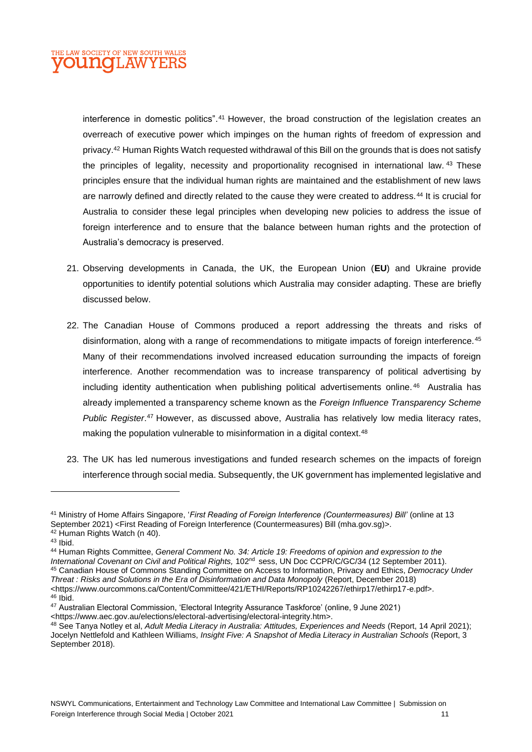interference in domestic politics".[41] However, the broad construction of the legislation creates an overreach of executive power which impinges on the human rights of freedom of expression and privacy.[42] Human Rights Watch requested withdrawal of this Bill on the grounds that is does not satisfy the principles of legality, necessity and proportionality recognised in international law.[43] These principles ensure that the individual human rights are maintained and the establishment of new laws are narrowly defined and directly related to the cause they were created to address.[44] It is crucial for Australia to consider these legal principles when developing new policies to address the issue of foreign interference and to ensure that the balance between human rights and the protection of Australia's democracy is preserved.

21. Observing developments in Canada, the UK, the European Union (**EU**) and Ukraine provide opportunities to identify potential solutions which Australia may consider adapting. These are briefly discussed below.

22. The Canadian House of Commons produced a report addressing the threats and risks of disinformation, along with a range of recommendations to mitigate impacts of foreign interference.[45] Many of their recommendations involved increased education surrounding the impacts of foreign interference. Another recommendation was to increase transparency of political advertising by including identity authentication when publishing political advertisements online.[46] Australia has already implemented a transparency scheme known as the *Foreign Influence Transparency Scheme Public Register*.[47] However, as discussed above, Australia has relatively low media literacy rates, making the population vulnerable to misinformation in a digital context.[48]

23. The UK has led numerous investigations and funded research schemes on the impacts of foreign interference through social media. Subsequently, the UK government has implemented legislative and

---

[41] Ministry of Home Affairs Singapore, '*First Reading of Foreign Interference (Countermeasures) Bill'* (online at 13 September 2021) <First Reading of Foreign Interference (Countermeasures) Bill (mha.gov.sg)>.

[42] Human Rights Watch (n 40).

[43] Ibid.

[44] Human Rights Committee, *General Comment No. 34: Article 19: Freedoms of opinion and expression to the International Covenant on Civil and Political Rights,* 102nd sess, UN Doc CCPR/C/GC/34 (12 September 2011).

[45] Canadian House of Commons Standing Committee on Access to Information, Privacy and Ethics, *Democracy Under Threat : Risks and Solutions in the Era of Disinformation and Data Monopoly* (Report, December 2018) <https://www.ourcommons.ca/Content/Committee/421/ETHI/Reports/RP10242267/ethirp17/ethirp17-e.pdf>.

[46] Ibid.

[47] Australian Electoral Commission, 'Electoral Integrity Assurance Taskforce' (online, 9 June 2021) <https://www.aec.gov.au/elections/electoral-advertising/electoral-integrity.htm>.

[48] See Tanya Notley et al, *Adult Media Literacy in Australia: Attitudes, Experiences and Needs* (Report, 14 April 2021); Jocelyn Nettlefold and Kathleen Williams, *Insight Five: A Snapshot of Media Literacy in Australian Schools* (Report, 3 September 2018).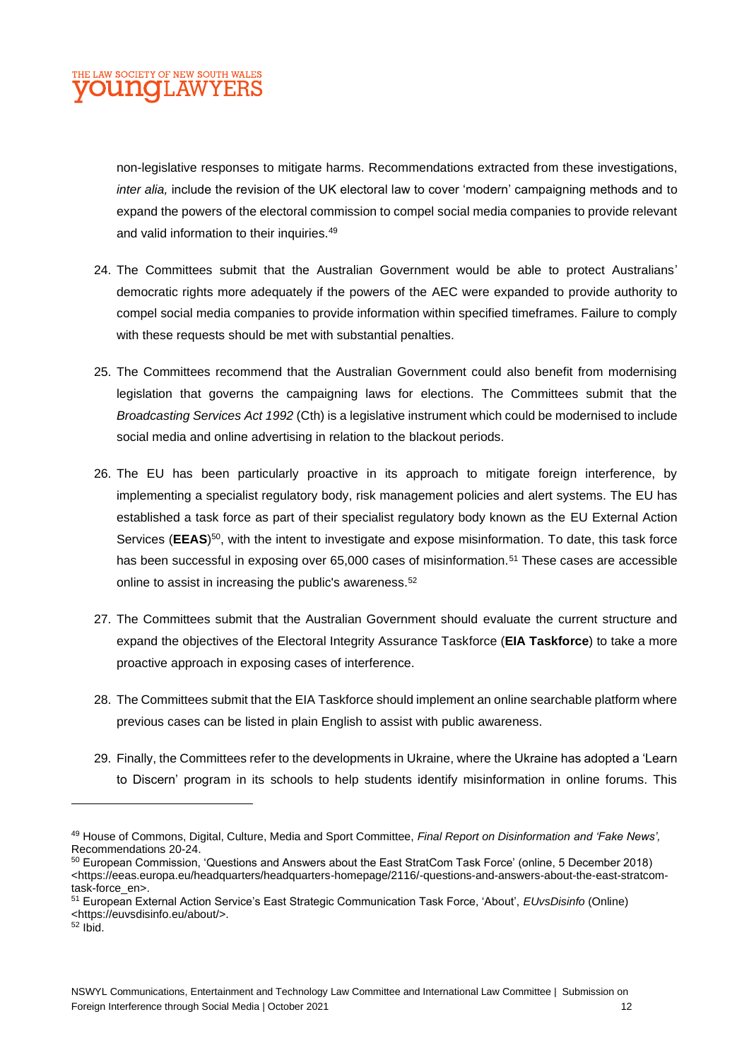non-legislative responses to mitigate harms. Recommendations extracted from these investigations, *inter alia,* include the revision of the UK electoral law to cover 'modern' campaigning methods and to expand the powers of the electoral commission to compel social media companies to provide relevant and valid information to their inquiries.[49]

24. The Committees submit that the Australian Government would be able to protect Australians' democratic rights more adequately if the powers of the AEC were expanded to provide authority to compel social media companies to provide information within specified timeframes. Failure to comply with these requests should be met with substantial penalties.

25. The Committees recommend that the Australian Government could also benefit from modernising legislation that governs the campaigning laws for elections. The Committees submit that the *Broadcasting Services Act 1992* (Cth) is a legislative instrument which could be modernised to include social media and online advertising in relation to the blackout periods.

26. The EU has been particularly proactive in its approach to mitigate foreign interference, by implementing a specialist regulatory body, risk management policies and alert systems. The EU has established a task force as part of their specialist regulatory body known as the EU External Action Services (**EEAS**)[50], with the intent to investigate and expose misinformation. To date, this task force has been successful in exposing over 65,000 cases of misinformation.[51] These cases are accessible online to assist in increasing the public's awareness.[52]

27. The Committees submit that the Australian Government should evaluate the current structure and expand the objectives of the Electoral Integrity Assurance Taskforce (**EIA Taskforce**) to take a more proactive approach in exposing cases of interference.

28. The Committees submit that the EIA Taskforce should implement an online searchable platform where previous cases can be listed in plain English to assist with public awareness.

29. Finally, the Committees refer to the developments in Ukraine, where the Ukraine has adopted a 'Learn to Discern' program in its schools to help students identify misinformation in online forums. This

---

[49] House of Commons, Digital, Culture, Media and Sport Committee, *Final Report on Disinformation and 'Fake News',* Recommendations 20-24.

[50] European Commission, 'Questions and Answers about the East StratCom Task Force' (online, 5 December 2018) <https://eeas.europa.eu/headquarters/headquarters-homepage/2116/-questions-and-answers-about-the-east-stratcom-task-force_en>.

[51] European External Action Service's East Strategic Communication Task Force, 'About', *EUvsDisinfo* (Online) <https://euvsdisinfo.eu/about/>.

[52] Ibid.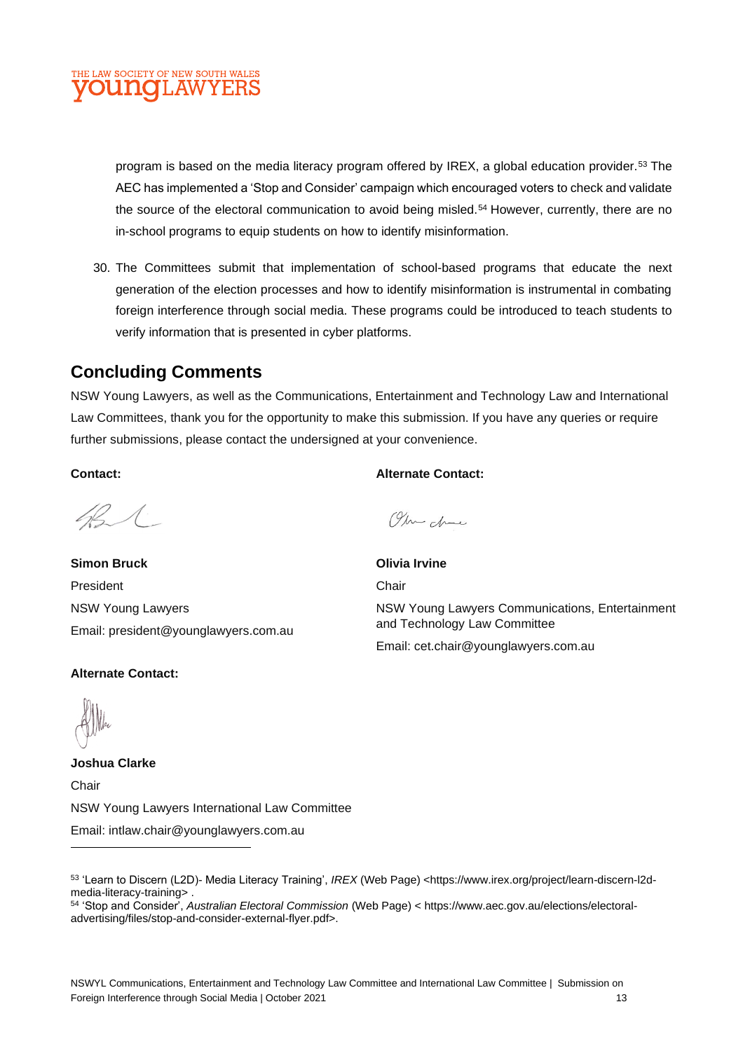program is based on the media literacy program offered by IREX, a global education provider.[53] The AEC has implemented a 'Stop and Consider' campaign which encouraged voters to check and validate the source of the electoral communication to avoid being misled.[54] However, currently, there are no in-school programs to equip students on how to identify misinformation.

30. The Committees submit that implementation of school-based programs that educate the next generation of the election processes and how to identify misinformation is instrumental in combating foreign interference through social media. These programs could be introduced to teach students to verify information that is presented in cyber platforms.

## Concluding Comments

NSW Young Lawyers, as well as the Communications, Entertainment and Technology Law and International Law Committees, thank you for the opportunity to make this submission. If you have any queries or require further submissions, please contact the undersigned at your convenience.

**Contact:**

**Simon Bruck**
President
NSW Young Lawyers
Email: president@younglawyers.com.au

**Alternate Contact:**

**Olivia Irvine**
Chair
NSW Young Lawyers Communications, Entertainment and Technology Law Committee
Email: cet.chair@younglawyers.com.au

**Alternate Contact:**

**Joshua Clarke**
Chair
NSW Young Lawyers International Law Committee
Email: intlaw.chair@younglawyers.com.au

---

[53] 'Learn to Discern (L2D)- Media Literacy Training', *IREX* (Web Page) <https://www.irex.org/project/learn-discern-l2d-media-literacy-training> .

[54] 'Stop and Consider', *Australian Electoral Commission* (Web Page) < https://www.aec.gov.au/elections/electoral-advertising/files/stop-and-consider-external-flyer.pdf>.